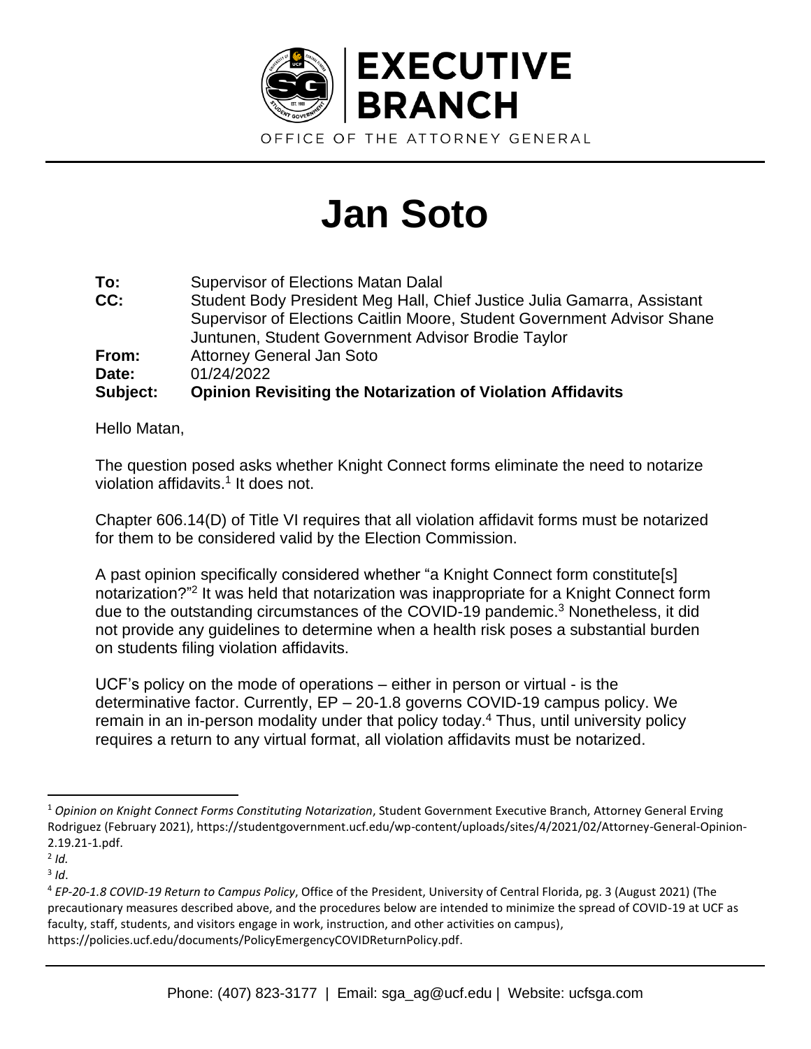# EXECUTIVE BRANCH

OFFICE OF THE ATTORNEY GENERAL

# Jan Soto

**To:** Supervisor of Elections Matan Dalal
**CC:** Student Body President Meg Hall, Chief Justice Julia Gamarra, Assistant Supervisor of Elections Caitlin Moore, Student Government Advisor Shane Juntunen, Student Government Advisor Brodie Taylor
**From:** Attorney General Jan Soto
**Date:** 01/24/2022
**Subject:** **Opinion Revisiting the Notarization of Violation Affidavits**

Hello Matan,

The question posed asks whether Knight Connect forms eliminate the need to notarize violation affidavits.[1] It does not.

Chapter 606.14(D) of Title VI requires that all violation affidavit forms must be notarized for them to be considered valid by the Election Commission.

A past opinion specifically considered whether "a Knight Connect form constitute[s] notarization?"[2] It was held that notarization was inappropriate for a Knight Connect form due to the outstanding circumstances of the COVID-19 pandemic.[3] Nonetheless, it did not provide any guidelines to determine when a health risk poses a substantial burden on students filing violation affidavits.

UCF's policy on the mode of operations – either in person or virtual - is the determinative factor. Currently, EP – 20-1.8 governs COVID-19 campus policy. We remain in an in-person modality under that policy today.[4] Thus, until university policy requires a return to any virtual format, all violation affidavits must be notarized.

---

[1] *Opinion on Knight Connect Forms Constituting Notarization*, Student Government Executive Branch, Attorney General Erving Rodriguez (February 2021), https://studentgovernment.ucf.edu/wp-content/uploads/sites/4/2021/02/Attorney-General-Opinion-2.19.21-1.pdf.

[2] *Id.*

[3] *Id*.

[4] *EP-20-1.8 COVID-19 Return to Campus Policy*, Office of the President, University of Central Florida, pg. 3 (August 2021) (The precautionary measures described above, and the procedures below are intended to minimize the spread of COVID-19 at UCF as faculty, staff, students, and visitors engage in work, instruction, and other activities on campus), https://policies.ucf.edu/documents/PolicyEmergencyCOVIDReturnPolicy.pdf.

Phone: (407) 823-3177 | Email: sga_ag@ucf.edu | Website: ucfsga.com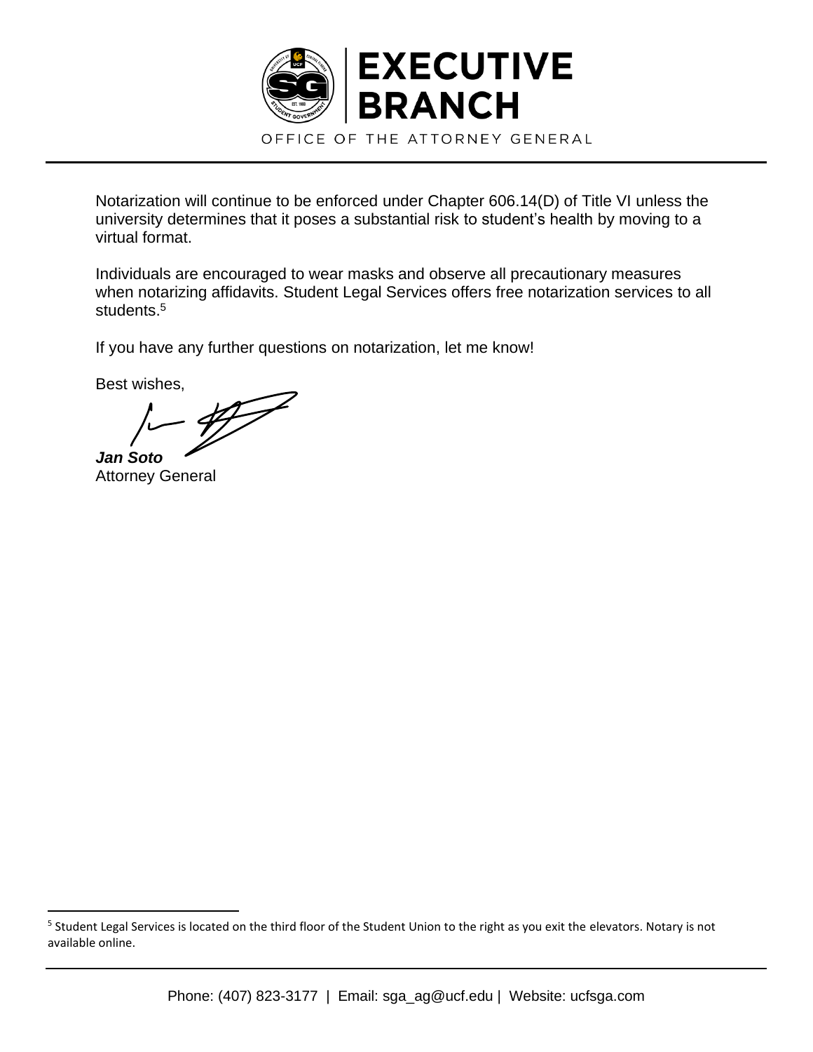Notarization will continue to be enforced under Chapter 606.14(D) of Title VI unless the university determines that it poses a substantial risk to student's health by moving to a virtual format.

Individuals are encouraged to wear masks and observe all precautionary measures when notarizing affidavits. Student Legal Services offers free notarization services to all students.[5]

If you have any further questions on notarization, let me know!

Best wishes,

***Jan Soto***
Attorney General

[5] Student Legal Services is located on the third floor of the Student Union to the right as you exit the elevators. Notary is not available online.